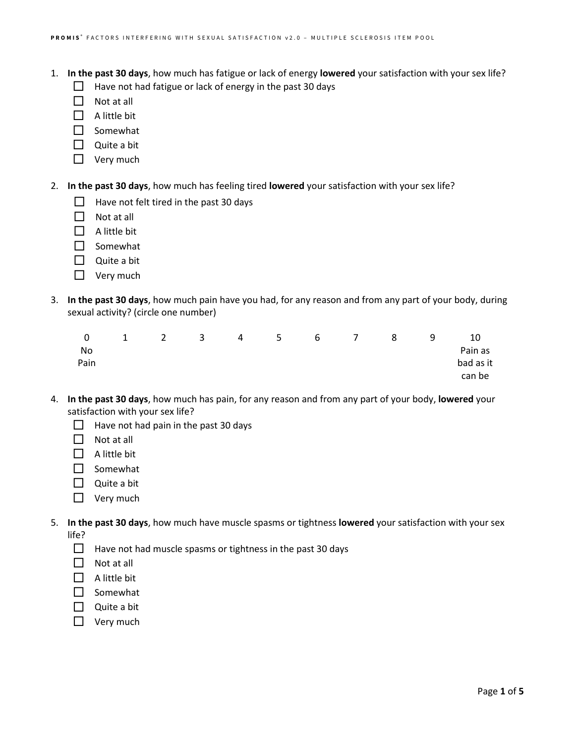1. **In the past 30 days**, how much has fatigue or lack of energy **lowered** your satisfaction with your sex life?
   - ☐ Have not had fatigue or lack of energy in the past 30 days
   - ☐ Not at all
   - ☐ A little bit
   - ☐ Somewhat
   - ☐ Quite a bit
   - ☐ Very much

2. **In the past 30 days**, how much has feeling tired **lowered** your satisfaction with your sex life?
   - ☐ Have not felt tired in the past 30 days
   - ☐ Not at all
   - ☐ A little bit
   - ☐ Somewhat
   - ☐ Quite a bit
   - ☐ Very much

3. **In the past 30 days**, how much pain have you had, for any reason and from any part of your body, during sexual activity? (circle one number)

   | 0 | 1 | 2 | 3 | 4 | 5 | 6 | 7 | 8 | 9 | 10 |
   |---|---|---|---|---|---|---|---|---|---|---|
   | No Pain | | | | | | | | | | Pain as bad as it can be |

4. **In the past 30 days**, how much has pain, for any reason and from any part of your body, **lowered** your satisfaction with your sex life?
   - ☐ Have not had pain in the past 30 days
   - ☐ Not at all
   - ☐ A little bit
   - ☐ Somewhat
   - ☐ Quite a bit
   - ☐ Very much

5. **In the past 30 days**, how much have muscle spasms or tightness **lowered** your satisfaction with your sex life?
   - ☐ Have not had muscle spasms or tightness in the past 30 days
   - ☐ Not at all
   - ☐ A little bit
   - ☐ Somewhat
   - ☐ Quite a bit
   - ☐ Very much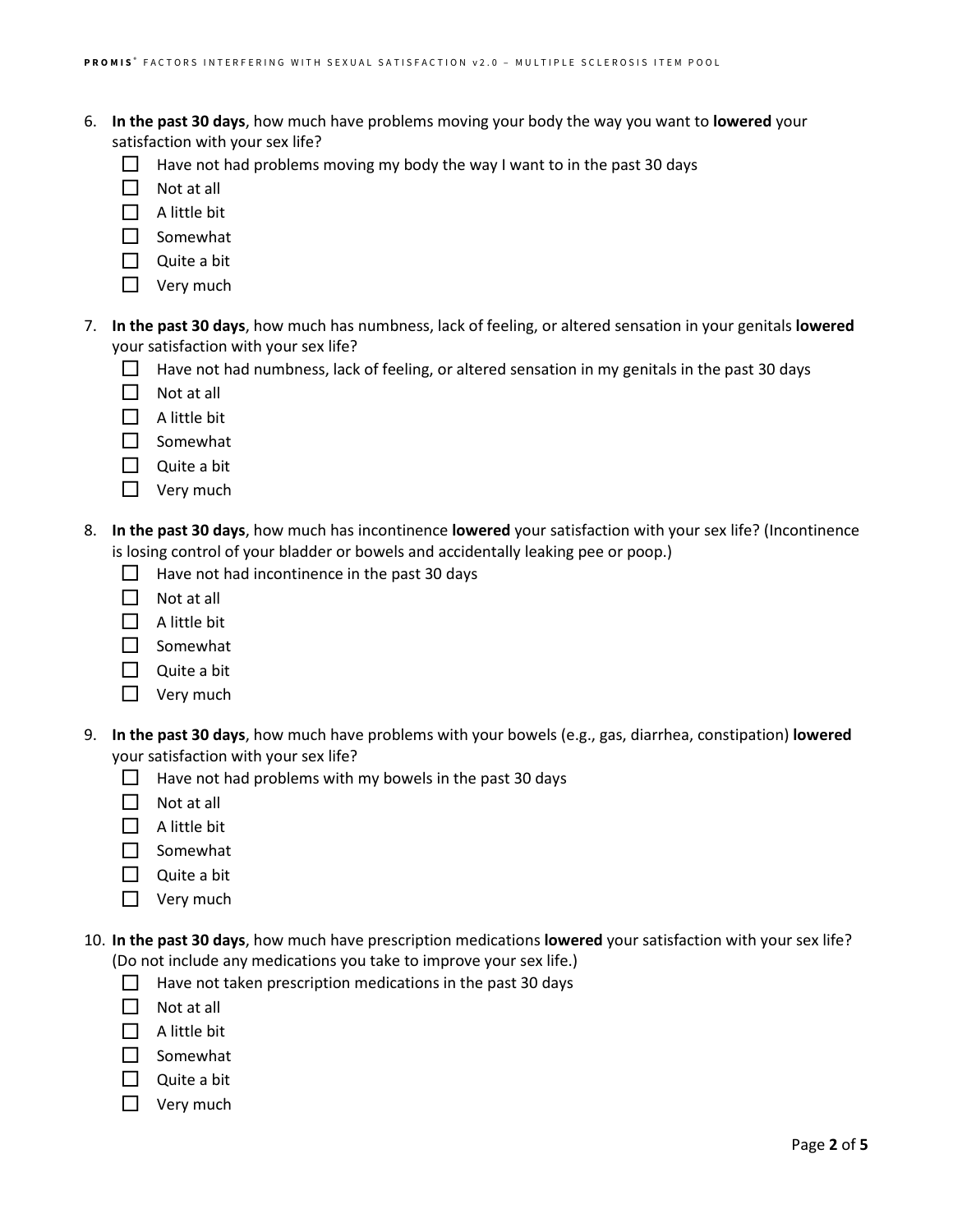6. **In the past 30 days**, how much have problems moving your body the way you want to **lowered** your satisfaction with your sex life?
   - ☐ Have not had problems moving my body the way I want to in the past 30 days
   - ☐ Not at all
   - ☐ A little bit
   - ☐ Somewhat
   - ☐ Quite a bit
   - ☐ Very much

7. **In the past 30 days**, how much has numbness, lack of feeling, or altered sensation in your genitals **lowered** your satisfaction with your sex life?
   - ☐ Have not had numbness, lack of feeling, or altered sensation in my genitals in the past 30 days
   - ☐ Not at all
   - ☐ A little bit
   - ☐ Somewhat
   - ☐ Quite a bit
   - ☐ Very much

8. **In the past 30 days**, how much has incontinence **lowered** your satisfaction with your sex life? (Incontinence is losing control of your bladder or bowels and accidentally leaking pee or poop.)
   - ☐ Have not had incontinence in the past 30 days
   - ☐ Not at all
   - ☐ A little bit
   - ☐ Somewhat
   - ☐ Quite a bit
   - ☐ Very much

9. **In the past 30 days**, how much have problems with your bowels (e.g., gas, diarrhea, constipation) **lowered** your satisfaction with your sex life?
   - ☐ Have not had problems with my bowels in the past 30 days
   - ☐ Not at all
   - ☐ A little bit
   - ☐ Somewhat
   - ☐ Quite a bit
   - ☐ Very much

10. **In the past 30 days**, how much have prescription medications **lowered** your satisfaction with your sex life? (Do not include any medications you take to improve your sex life.)
    - ☐ Have not taken prescription medications in the past 30 days
    - ☐ Not at all
    - ☐ A little bit
    - ☐ Somewhat
    - ☐ Quite a bit
    - ☐ Very much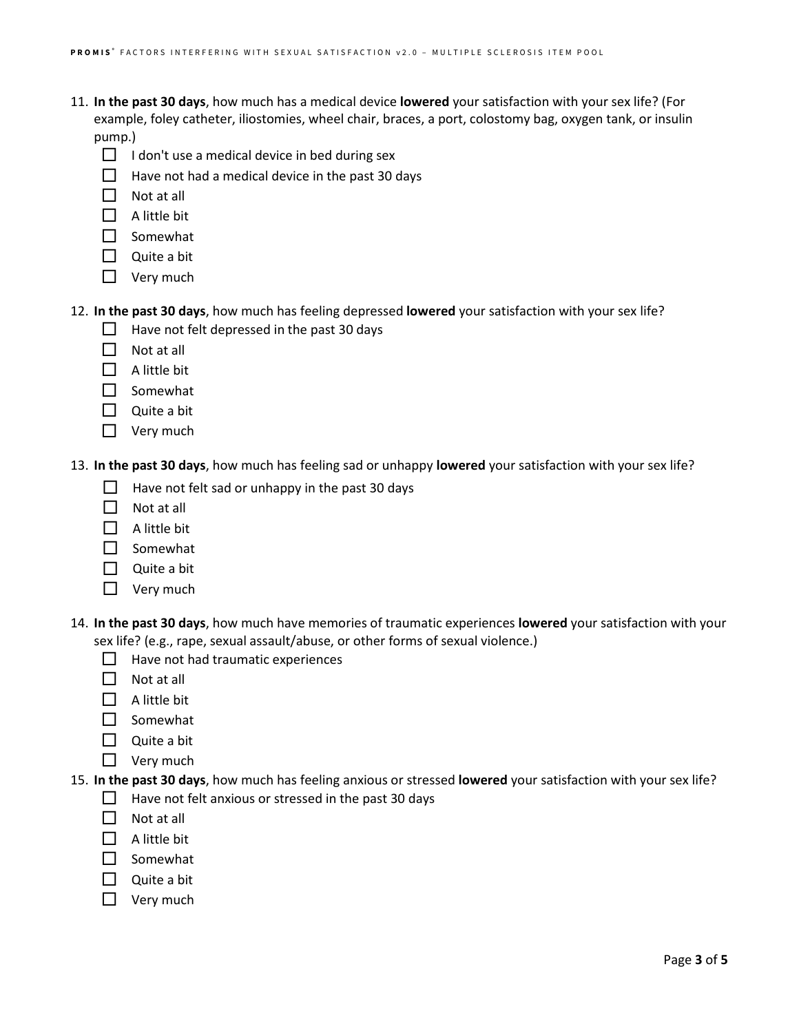11. **In the past 30 days**, how much has a medical device **lowered** your satisfaction with your sex life? (For example, foley catheter, iliostomies, wheel chair, braces, a port, colostomy bag, oxygen tank, or insulin pump.)
    - ☐ I don't use a medical device in bed during sex
    - ☐ Have not had a medical device in the past 30 days
    - ☐ Not at all
    - ☐ A little bit
    - ☐ Somewhat
    - ☐ Quite a bit
    - ☐ Very much

12. **In the past 30 days**, how much has feeling depressed **lowered** your satisfaction with your sex life?
    - ☐ Have not felt depressed in the past 30 days
    - ☐ Not at all
    - ☐ A little bit
    - ☐ Somewhat
    - ☐ Quite a bit
    - ☐ Very much

13. **In the past 30 days**, how much has feeling sad or unhappy **lowered** your satisfaction with your sex life?
    - ☐ Have not felt sad or unhappy in the past 30 days
    - ☐ Not at all
    - ☐ A little bit
    - ☐ Somewhat
    - ☐ Quite a bit
    - ☐ Very much

14. **In the past 30 days**, how much have memories of traumatic experiences **lowered** your satisfaction with your sex life? (e.g., rape, sexual assault/abuse, or other forms of sexual violence.)
    - ☐ Have not had traumatic experiences
    - ☐ Not at all
    - ☐ A little bit
    - ☐ Somewhat
    - ☐ Quite a bit
    - ☐ Very much

15. **In the past 30 days**, how much has feeling anxious or stressed **lowered** your satisfaction with your sex life?
    - ☐ Have not felt anxious or stressed in the past 30 days
    - ☐ Not at all
    - ☐ A little bit
    - ☐ Somewhat
    - ☐ Quite a bit
    - ☐ Very much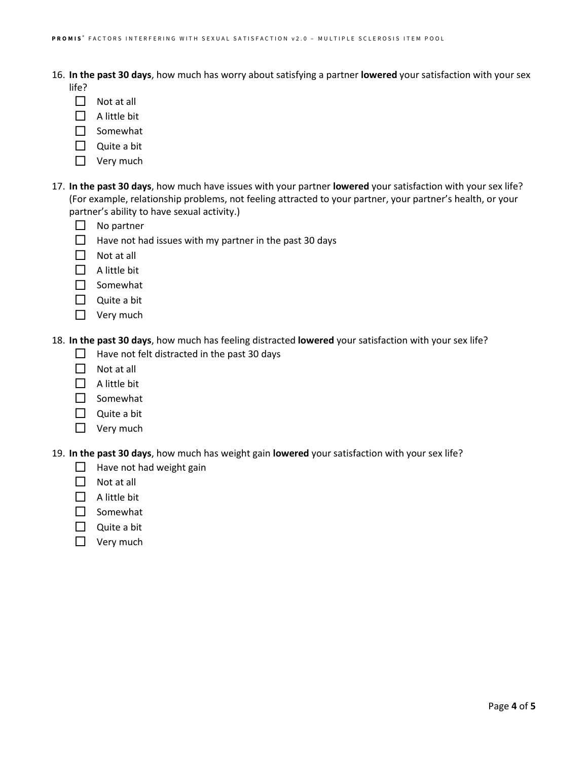16. **In the past 30 days**, how much has worry about satisfying a partner **lowered** your satisfaction with your sex life?
    - ☐ Not at all
    - ☐ A little bit
    - ☐ Somewhat
    - ☐ Quite a bit
    - ☐ Very much

17. **In the past 30 days**, how much have issues with your partner **lowered** your satisfaction with your sex life? (For example, relationship problems, not feeling attracted to your partner, your partner's health, or your partner's ability to have sexual activity.)
    - ☐ No partner
    - ☐ Have not had issues with my partner in the past 30 days
    - ☐ Not at all
    - ☐ A little bit
    - ☐ Somewhat
    - ☐ Quite a bit
    - ☐ Very much

18. **In the past 30 days**, how much has feeling distracted **lowered** your satisfaction with your sex life?
    - ☐ Have not felt distracted in the past 30 days
    - ☐ Not at all
    - ☐ A little bit
    - ☐ Somewhat
    - ☐ Quite a bit
    - ☐ Very much

19. **In the past 30 days**, how much has weight gain **lowered** your satisfaction with your sex life?
    - ☐ Have not had weight gain
    - ☐ Not at all
    - ☐ A little bit
    - ☐ Somewhat
    - ☐ Quite a bit
    - ☐ Very much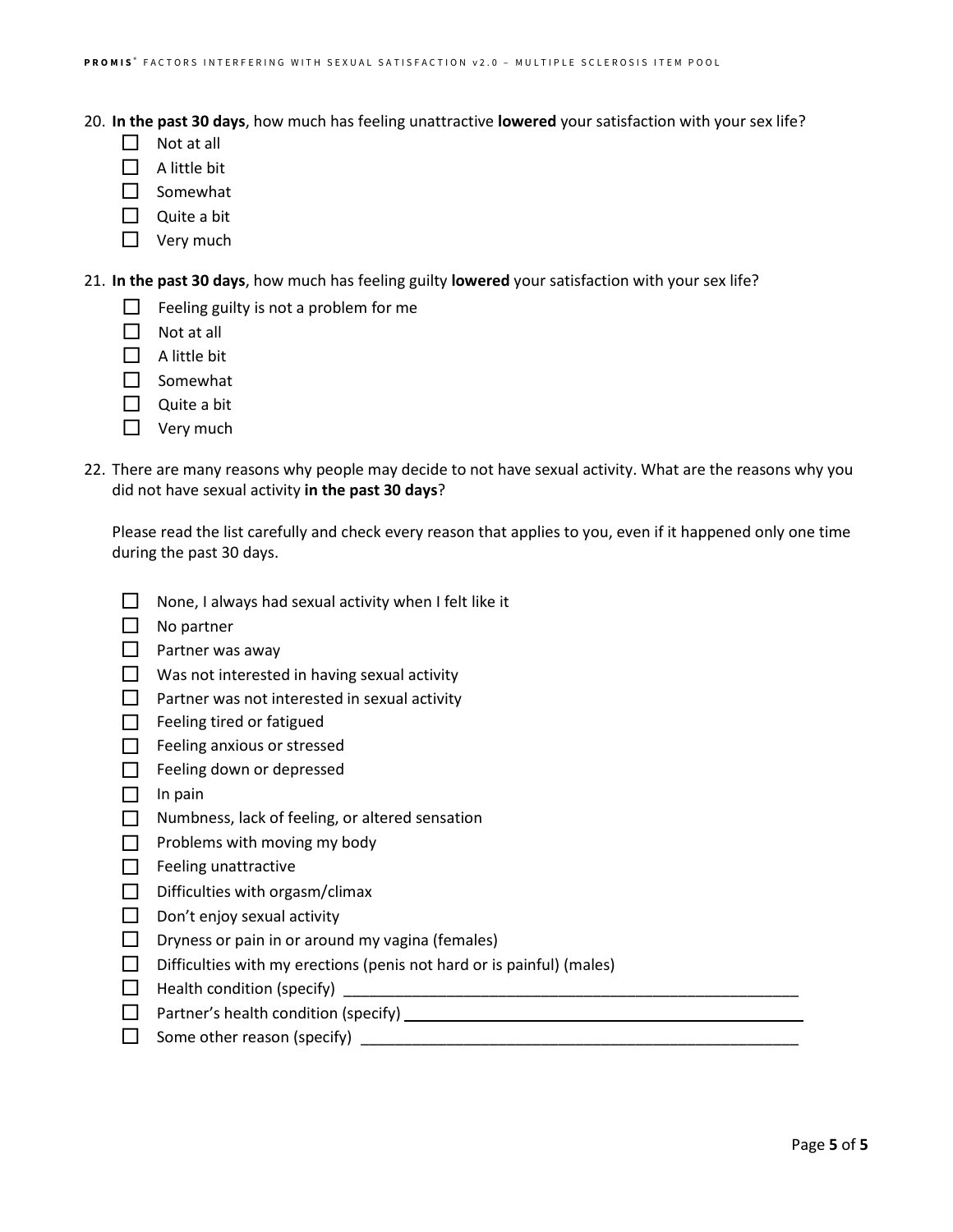20. **In the past 30 days**, how much has feeling unattractive **lowered** your satisfaction with your sex life?
    - ☐ Not at all
    - ☐ A little bit
    - ☐ Somewhat
    - ☐ Quite a bit
    - ☐ Very much

21. **In the past 30 days**, how much has feeling guilty **lowered** your satisfaction with your sex life?
    - ☐ Feeling guilty is not a problem for me
    - ☐ Not at all
    - ☐ A little bit
    - ☐ Somewhat
    - ☐ Quite a bit
    - ☐ Very much

22. There are many reasons why people may decide to not have sexual activity. What are the reasons why you did not have sexual activity **in the past 30 days**?

    Please read the list carefully and check every reason that applies to you, even if it happened only one time during the past 30 days.

    - ☐ None, I always had sexual activity when I felt like it
    - ☐ No partner
    - ☐ Partner was away
    - ☐ Was not interested in having sexual activity
    - ☐ Partner was not interested in sexual activity
    - ☐ Feeling tired or fatigued
    - ☐ Feeling anxious or stressed
    - ☐ Feeling down or depressed
    - ☐ In pain
    - ☐ Numbness, lack of feeling, or altered sensation
    - ☐ Problems with moving my body
    - ☐ Feeling unattractive
    - ☐ Difficulties with orgasm/climax
    - ☐ Don't enjoy sexual activity
    - ☐ Dryness or pain in or around my vagina (females)
    - ☐ Difficulties with my erections (penis not hard or is painful) (males)
    - ☐ Health condition (specify) ____________________
    - ☐ Partner's health condition (specify) ____________________
    - ☐ Some other reason (specify) ____________________